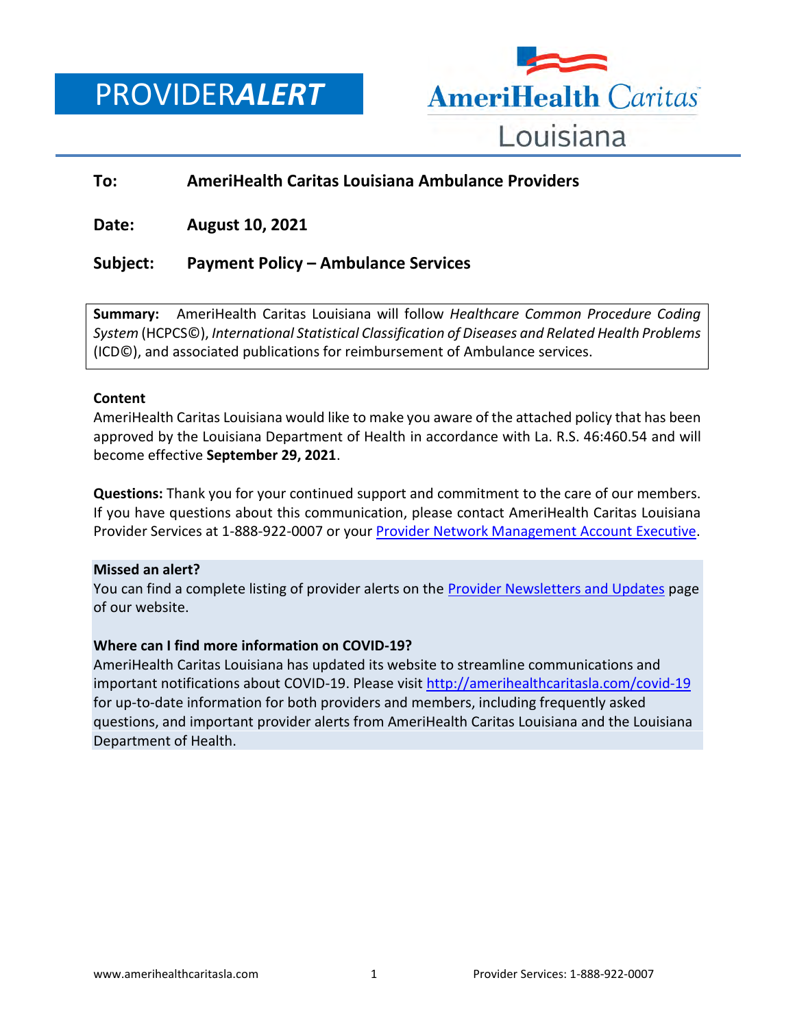# PROVIDER***ALERT***

AmeriHealth Caritas Louisiana

**To:** **AmeriHealth Caritas Louisiana Ambulance Providers**

**Date:** **August 10, 2021**

**Subject:** **Payment Policy – Ambulance Services**

**Summary:** AmeriHealth Caritas Louisiana will follow *Healthcare Common Procedure Coding System* (HCPCS©), *International Statistical Classification of Diseases and Related Health Problems* (ICD©), and associated publications for reimbursement of Ambulance services.

**Content**

AmeriHealth Caritas Louisiana would like to make you aware of the attached policy that has been approved by the Louisiana Department of Health in accordance with La. R.S. 46:460.54 and will become effective **September 29, 2021**.

**Questions:** Thank you for your continued support and commitment to the care of our members. If you have questions about this communication, please contact AmeriHealth Caritas Louisiana Provider Services at 1-888-922-0007 or your Provider Network Management Account Executive.

**Missed an alert?**

You can find a complete listing of provider alerts on the Provider Newsletters and Updates page of our website.

**Where can I find more information on COVID-19?**

AmeriHealth Caritas Louisiana has updated its website to streamline communications and important notifications about COVID-19. Please visit http://amerihealthcaritasla.com/covid-19 for up-to-date information for both providers and members, including frequently asked questions, and important provider alerts from AmeriHealth Caritas Louisiana and the Louisiana Department of Health.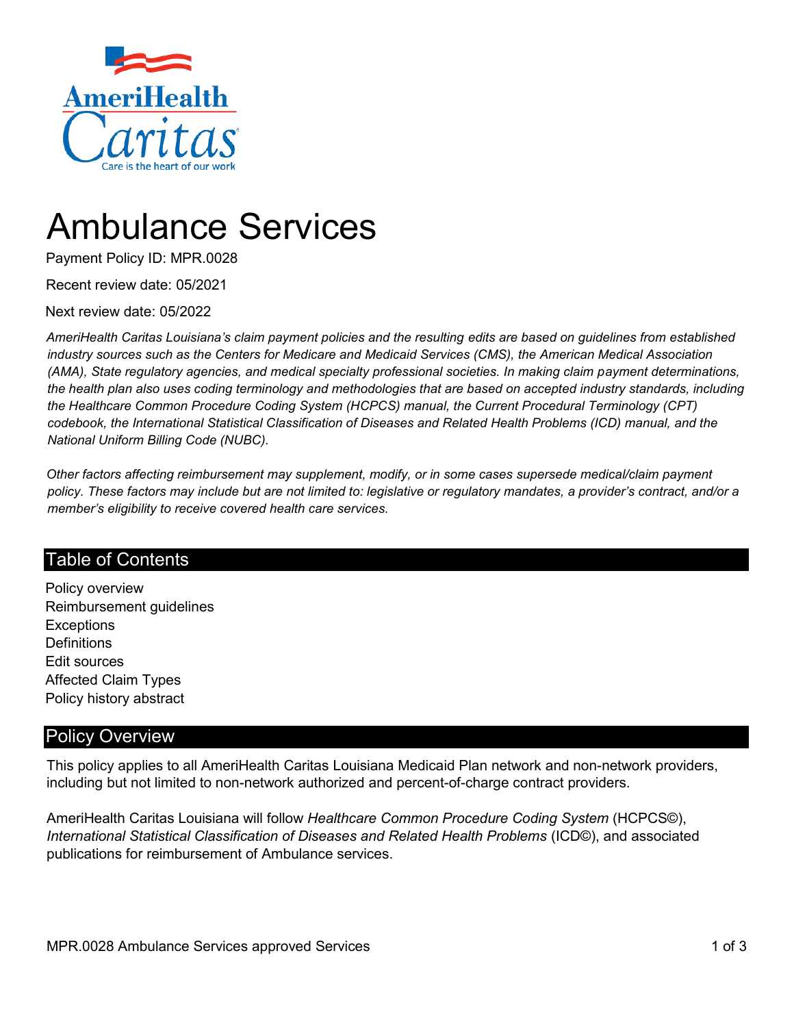# Ambulance Services

Payment Policy ID: MPR.0028

Recent review date: 05/2021

Next review date: 05/2022

*AmeriHealth Caritas Louisiana's claim payment policies and the resulting edits are based on guidelines from established industry sources such as the Centers for Medicare and Medicaid Services (CMS), the American Medical Association (AMA), State regulatory agencies, and medical specialty professional societies. In making claim payment determinations, the health plan also uses coding terminology and methodologies that are based on accepted industry standards, including the Healthcare Common Procedure Coding System (HCPCS) manual, the Current Procedural Terminology (CPT) codebook, the International Statistical Classification of Diseases and Related Health Problems (ICD) manual, and the National Uniform Billing Code (NUBC).*

*Other factors affecting reimbursement may supplement, modify, or in some cases supersede medical/claim payment policy. These factors may include but are not limited to: legislative or regulatory mandates, a provider's contract, and/or a member's eligibility to receive covered health care services.*

## Table of Contents

Policy overview
Reimbursement guidelines
Exceptions
Definitions
Edit sources
Affected Claim Types
Policy history abstract

## Policy Overview

This policy applies to all AmeriHealth Caritas Louisiana Medicaid Plan network and non-network providers, including but not limited to non-network authorized and percent-of-charge contract providers.

AmeriHealth Caritas Louisiana will follow *Healthcare Common Procedure Coding System* (HCPCS©), *International Statistical Classification of Diseases and Related Health Problems* (ICD©), and associated publications for reimbursement of Ambulance services.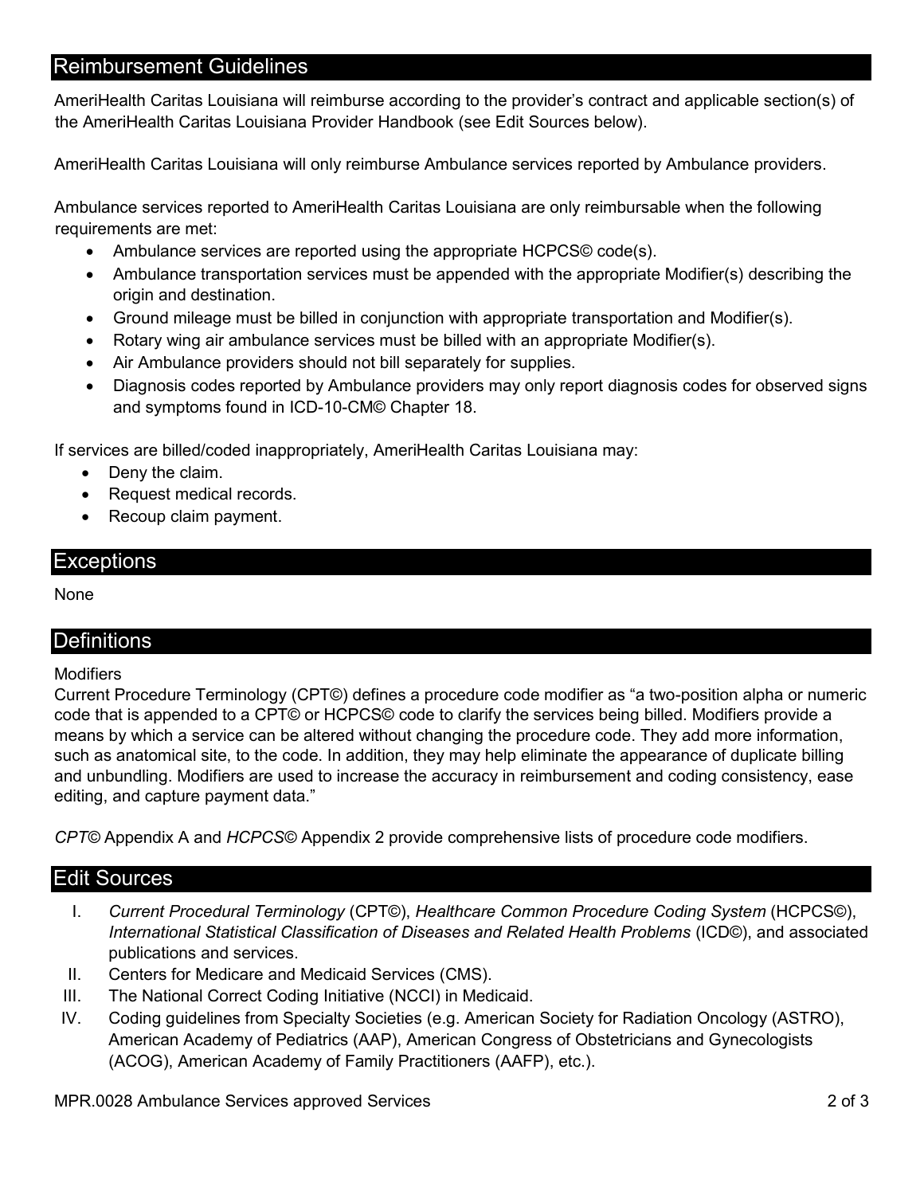## Reimbursement Guidelines

AmeriHealth Caritas Louisiana will reimburse according to the provider's contract and applicable section(s) of the AmeriHealth Caritas Louisiana Provider Handbook (see Edit Sources below).

AmeriHealth Caritas Louisiana will only reimburse Ambulance services reported by Ambulance providers.

Ambulance services reported to AmeriHealth Caritas Louisiana are only reimbursable when the following requirements are met:

- Ambulance services are reported using the appropriate HCPCS© code(s).
- Ambulance transportation services must be appended with the appropriate Modifier(s) describing the origin and destination.
- Ground mileage must be billed in conjunction with appropriate transportation and Modifier(s).
- Rotary wing air ambulance services must be billed with an appropriate Modifier(s).
- Air Ambulance providers should not bill separately for supplies.
- Diagnosis codes reported by Ambulance providers may only report diagnosis codes for observed signs and symptoms found in ICD-10-CM© Chapter 18.

If services are billed/coded inappropriately, AmeriHealth Caritas Louisiana may:

- Deny the claim.
- Request medical records.
- Recoup claim payment.

## Exceptions

None

## Definitions

Modifiers

Current Procedure Terminology (CPT©) defines a procedure code modifier as "a two-position alpha or numeric code that is appended to a CPT© or HCPCS© code to clarify the services being billed. Modifiers provide a means by which a service can be altered without changing the procedure code. They add more information, such as anatomical site, to the code. In addition, they may help eliminate the appearance of duplicate billing and unbundling. Modifiers are used to increase the accuracy in reimbursement and coding consistency, ease editing, and capture payment data."

*CPT©* Appendix A and *HCPCS©* Appendix 2 provide comprehensive lists of procedure code modifiers.

## Edit Sources

I. *Current Procedural Terminology* (CPT©), *Healthcare Common Procedure Coding System* (HCPCS©), *International Statistical Classification of Diseases and Related Health Problems* (ICD©), and associated publications and services.
II. Centers for Medicare and Medicaid Services (CMS).
III. The National Correct Coding Initiative (NCCI) in Medicaid.
IV. Coding guidelines from Specialty Societies (e.g. American Society for Radiation Oncology (ASTRO), American Academy of Pediatrics (AAP), American Congress of Obstetricians and Gynecologists (ACOG), American Academy of Family Practitioners (AAFP), etc.).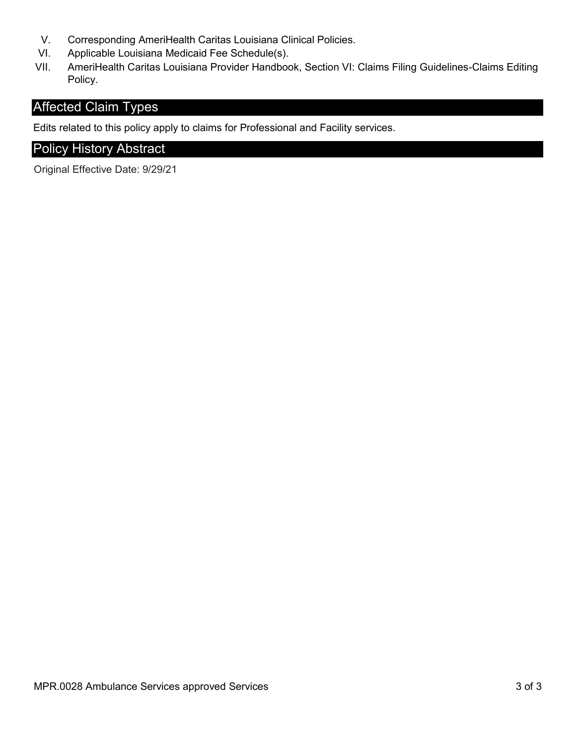V. Corresponding AmeriHealth Caritas Louisiana Clinical Policies.
VI. Applicable Louisiana Medicaid Fee Schedule(s).
VII. AmeriHealth Caritas Louisiana Provider Handbook, Section VI: Claims Filing Guidelines-Claims Editing Policy.

## Affected Claim Types

Edits related to this policy apply to claims for Professional and Facility services.

## Policy History Abstract

Original Effective Date: 9/29/21